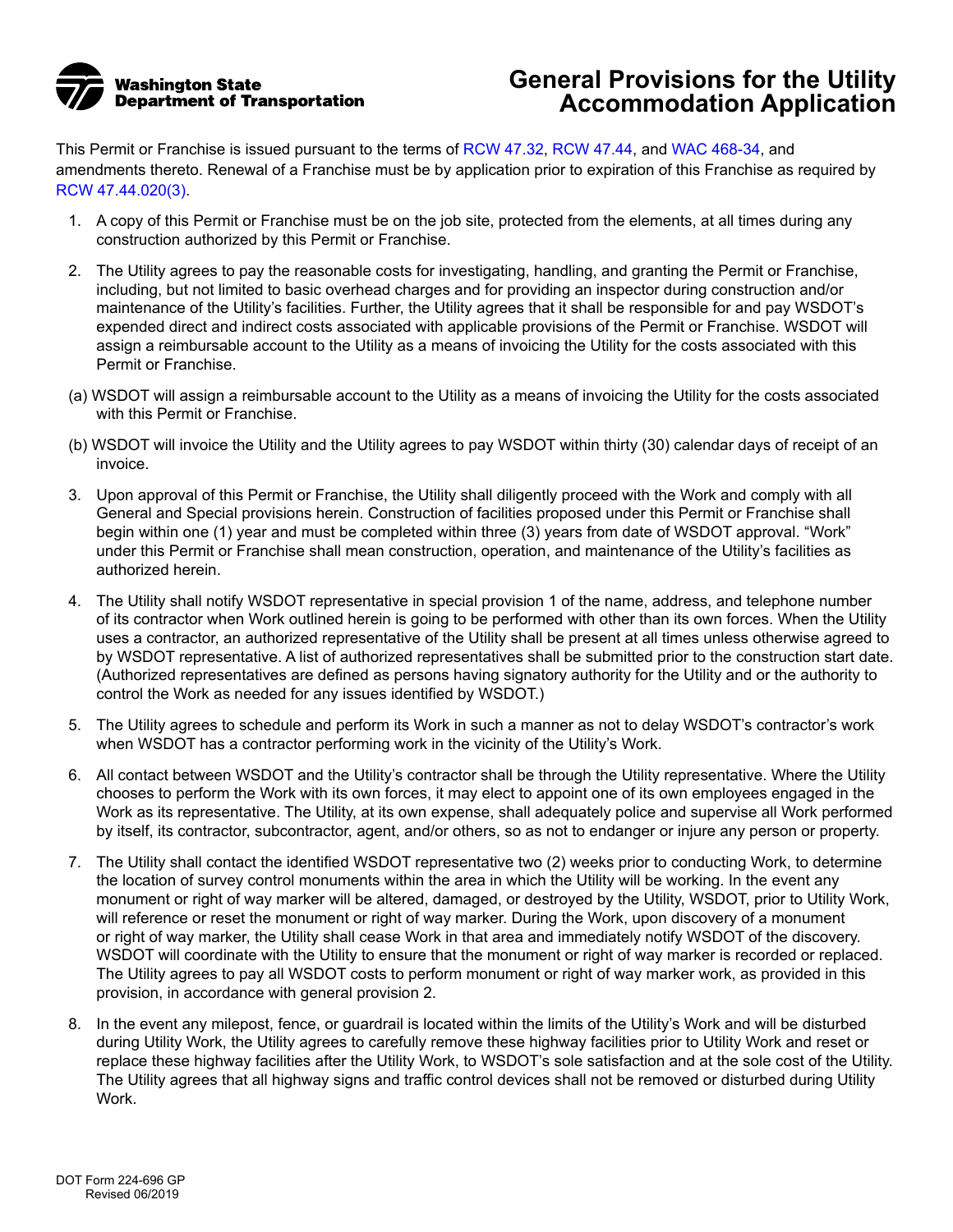Washington State Department of Transportation

# General Provisions for the Utility Accommodation Application

This Permit or Franchise is issued pursuant to the terms of RCW 47.32, RCW 47.44, and WAC 468-34, and amendments thereto. Renewal of a Franchise must be by application prior to expiration of this Franchise as required by RCW 47.44.020(3).

1. A copy of this Permit or Franchise must be on the job site, protected from the elements, at all times during any construction authorized by this Permit or Franchise.

2. The Utility agrees to pay the reasonable costs for investigating, handling, and granting the Permit or Franchise, including, but not limited to basic overhead charges and for providing an inspector during construction and/or maintenance of the Utility's facilities. Further, the Utility agrees that it shall be responsible for and pay WSDOT's expended direct and indirect costs associated with applicable provisions of the Permit or Franchise. WSDOT will assign a reimbursable account to the Utility as a means of invoicing the Utility for the costs associated with this Permit or Franchise.

   (a) WSDOT will assign a reimbursable account to the Utility as a means of invoicing the Utility for the costs associated with this Permit or Franchise.

   (b) WSDOT will invoice the Utility and the Utility agrees to pay WSDOT within thirty (30) calendar days of receipt of an invoice.

3. Upon approval of this Permit or Franchise, the Utility shall diligently proceed with the Work and comply with all General and Special provisions herein. Construction of facilities proposed under this Permit or Franchise shall begin within one (1) year and must be completed within three (3) years from date of WSDOT approval. "Work" under this Permit or Franchise shall mean construction, operation, and maintenance of the Utility's facilities as authorized herein.

4. The Utility shall notify WSDOT representative in special provision 1 of the name, address, and telephone number of its contractor when Work outlined herein is going to be performed with other than its own forces. When the Utility uses a contractor, an authorized representative of the Utility shall be present at all times unless otherwise agreed to by WSDOT representative. A list of authorized representatives shall be submitted prior to the construction start date. (Authorized representatives are defined as persons having signatory authority for the Utility and or the authority to control the Work as needed for any issues identified by WSDOT.)

5. The Utility agrees to schedule and perform its Work in such a manner as not to delay WSDOT's contractor's work when WSDOT has a contractor performing work in the vicinity of the Utility's Work.

6. All contact between WSDOT and the Utility's contractor shall be through the Utility representative. Where the Utility chooses to perform the Work with its own forces, it may elect to appoint one of its own employees engaged in the Work as its representative. The Utility, at its own expense, shall adequately police and supervise all Work performed by itself, its contractor, subcontractor, agent, and/or others, so as not to endanger or injure any person or property.

7. The Utility shall contact the identified WSDOT representative two (2) weeks prior to conducting Work, to determine the location of survey control monuments within the area in which the Utility will be working. In the event any monument or right of way marker will be altered, damaged, or destroyed by the Utility, WSDOT, prior to Utility Work, will reference or reset the monument or right of way marker. During the Work, upon discovery of a monument or right of way marker, the Utility shall cease Work in that area and immediately notify WSDOT of the discovery. WSDOT will coordinate with the Utility to ensure that the monument or right of way marker is recorded or replaced. The Utility agrees to pay all WSDOT costs to perform monument or right of way marker work, as provided in this provision, in accordance with general provision 2.

8. In the event any milepost, fence, or guardrail is located within the limits of the Utility's Work and will be disturbed during Utility Work, the Utility agrees to carefully remove these highway facilities prior to Utility Work and reset or replace these highway facilities after the Utility Work, to WSDOT's sole satisfaction and at the sole cost of the Utility. The Utility agrees that all highway signs and traffic control devices shall not be removed or disturbed during Utility Work.

DOT Form 224-696 GP
Revised 06/2019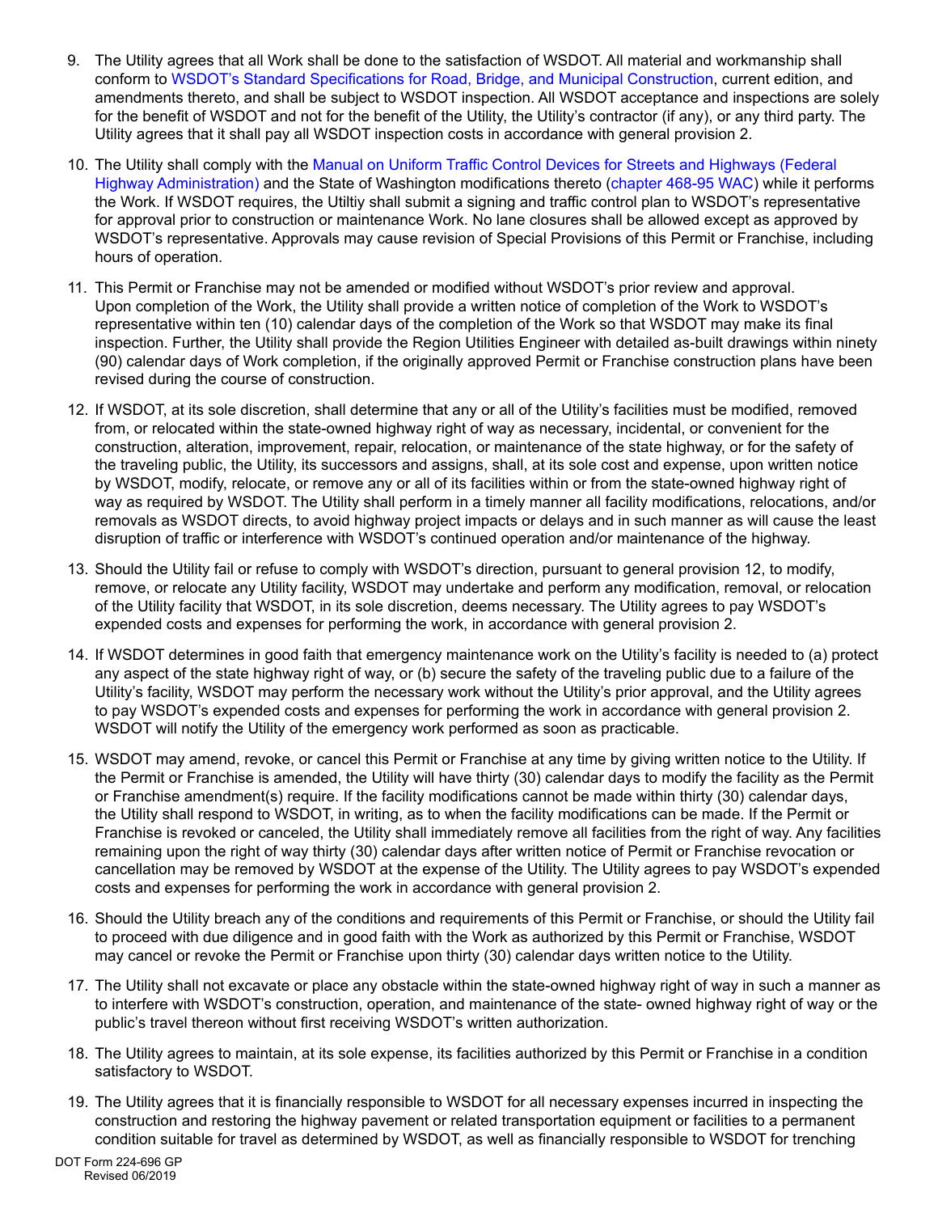9. The Utility agrees that all Work shall be done to the satisfaction of WSDOT. All material and workmanship shall conform to WSDOT's Standard Specifications for Road, Bridge, and Municipal Construction, current edition, and amendments thereto, and shall be subject to WSDOT inspection. All WSDOT acceptance and inspections are solely for the benefit of WSDOT and not for the benefit of the Utility, the Utility's contractor (if any), or any third party. The Utility agrees that it shall pay all WSDOT inspection costs in accordance with general provision 2.

10. The Utility shall comply with the Manual on Uniform Traffic Control Devices for Streets and Highways (Federal Highway Administration) and the State of Washington modifications thereto (chapter 468-95 WAC) while it performs the Work. If WSDOT requires, the Utiltiy shall submit a signing and traffic control plan to WSDOT's representative for approval prior to construction or maintenance Work. No lane closures shall be allowed except as approved by WSDOT's representative. Approvals may cause revision of Special Provisions of this Permit or Franchise, including hours of operation.

11. This Permit or Franchise may not be amended or modified without WSDOT's prior review and approval. Upon completion of the Work, the Utility shall provide a written notice of completion of the Work to WSDOT's representative within ten (10) calendar days of the completion of the Work so that WSDOT may make its final inspection. Further, the Utility shall provide the Region Utilities Engineer with detailed as-built drawings within ninety (90) calendar days of Work completion, if the originally approved Permit or Franchise construction plans have been revised during the course of construction.

12. If WSDOT, at its sole discretion, shall determine that any or all of the Utility's facilities must be modified, removed from, or relocated within the state-owned highway right of way as necessary, incidental, or convenient for the construction, alteration, improvement, repair, relocation, or maintenance of the state highway, or for the safety of the traveling public, the Utility, its successors and assigns, shall, at its sole cost and expense, upon written notice by WSDOT, modify, relocate, or remove any or all of its facilities within or from the state-owned highway right of way as required by WSDOT. The Utility shall perform in a timely manner all facility modifications, relocations, and/or removals as WSDOT directs, to avoid highway project impacts or delays and in such manner as will cause the least disruption of traffic or interference with WSDOT's continued operation and/or maintenance of the highway.

13. Should the Utility fail or refuse to comply with WSDOT's direction, pursuant to general provision 12, to modify, remove, or relocate any Utility facility, WSDOT may undertake and perform any modification, removal, or relocation of the Utility facility that WSDOT, in its sole discretion, deems necessary. The Utility agrees to pay WSDOT's expended costs and expenses for performing the work, in accordance with general provision 2.

14. If WSDOT determines in good faith that emergency maintenance work on the Utility's facility is needed to (a) protect any aspect of the state highway right of way, or (b) secure the safety of the traveling public due to a failure of the Utility's facility, WSDOT may perform the necessary work without the Utility's prior approval, and the Utility agrees to pay WSDOT's expended costs and expenses for performing the work in accordance with general provision 2. WSDOT will notify the Utility of the emergency work performed as soon as practicable.

15. WSDOT may amend, revoke, or cancel this Permit or Franchise at any time by giving written notice to the Utility. If the Permit or Franchise is amended, the Utility will have thirty (30) calendar days to modify the facility as the Permit or Franchise amendment(s) require. If the facility modifications cannot be made within thirty (30) calendar days, the Utility shall respond to WSDOT, in writing, as to when the facility modifications can be made. If the Permit or Franchise is revoked or canceled, the Utility shall immediately remove all facilities from the right of way. Any facilities remaining upon the right of way thirty (30) calendar days after written notice of Permit or Franchise revocation or cancellation may be removed by WSDOT at the expense of the Utility. The Utility agrees to pay WSDOT's expended costs and expenses for performing the work in accordance with general provision 2.

16. Should the Utility breach any of the conditions and requirements of this Permit or Franchise, or should the Utility fail to proceed with due diligence and in good faith with the Work as authorized by this Permit or Franchise, WSDOT may cancel or revoke the Permit or Franchise upon thirty (30) calendar days written notice to the Utility.

17. The Utility shall not excavate or place any obstacle within the state-owned highway right of way in such a manner as to interfere with WSDOT's construction, operation, and maintenance of the state- owned highway right of way or the public's travel thereon without first receiving WSDOT's written authorization.

18. The Utility agrees to maintain, at its sole expense, its facilities authorized by this Permit or Franchise in a condition satisfactory to WSDOT.

19. The Utility agrees that it is financially responsible to WSDOT for all necessary expenses incurred in inspecting the construction and restoring the highway pavement or related transportation equipment or facilities to a permanent condition suitable for travel as determined by WSDOT, as well as financially responsible to WSDOT for trenching

DOT Form 224-696 GP
Revised 06/2019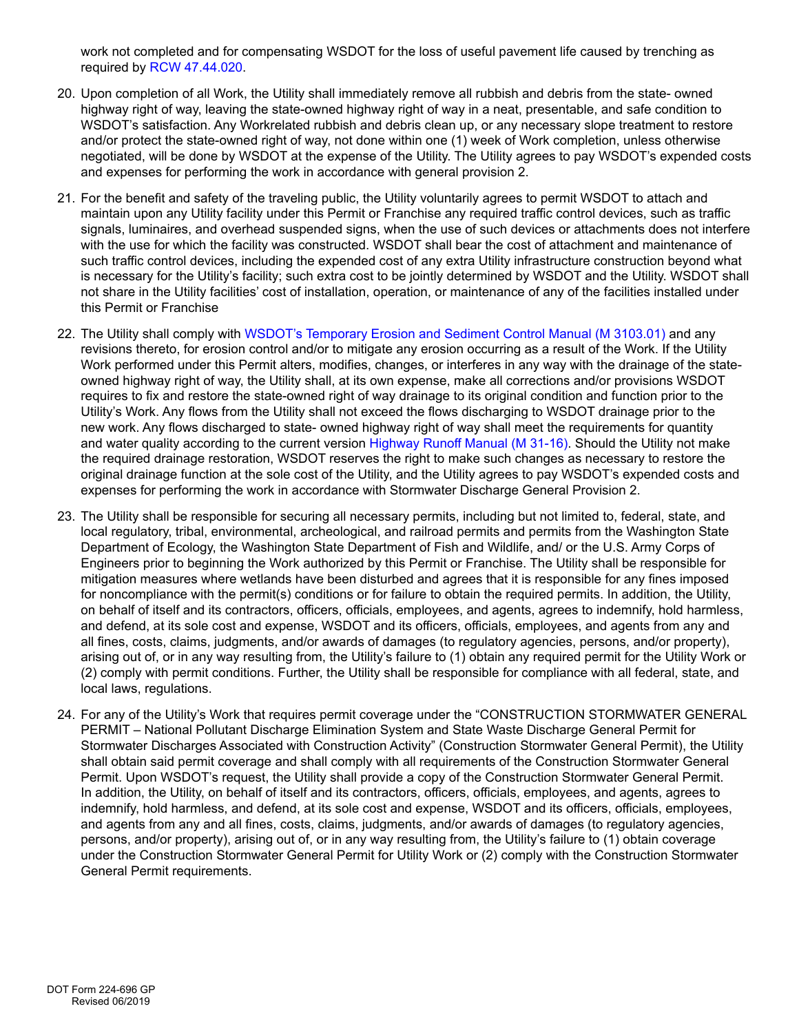work not completed and for compensating WSDOT for the loss of useful pavement life caused by trenching as required by RCW 47.44.020.

20. Upon completion of all Work, the Utility shall immediately remove all rubbish and debris from the state- owned highway right of way, leaving the state-owned highway right of way in a neat, presentable, and safe condition to WSDOT's satisfaction. Any Workrelated rubbish and debris clean up, or any necessary slope treatment to restore and/or protect the state-owned right of way, not done within one (1) week of Work completion, unless otherwise negotiated, will be done by WSDOT at the expense of the Utility. The Utility agrees to pay WSDOT's expended costs and expenses for performing the work in accordance with general provision 2.

21. For the benefit and safety of the traveling public, the Utility voluntarily agrees to permit WSDOT to attach and maintain upon any Utility facility under this Permit or Franchise any required traffic control devices, such as traffic signals, luminaires, and overhead suspended signs, when the use of such devices or attachments does not interfere with the use for which the facility was constructed. WSDOT shall bear the cost of attachment and maintenance of such traffic control devices, including the expended cost of any extra Utility infrastructure construction beyond what is necessary for the Utility's facility; such extra cost to be jointly determined by WSDOT and the Utility. WSDOT shall not share in the Utility facilities' cost of installation, operation, or maintenance of any of the facilities installed under this Permit or Franchise

22. The Utility shall comply with WSDOT's Temporary Erosion and Sediment Control Manual (M 3103.01) and any revisions thereto, for erosion control and/or to mitigate any erosion occurring as a result of the Work. If the Utility Work performed under this Permit alters, modifies, changes, or interferes in any way with the drainage of the state-owned highway right of way, the Utility shall, at its own expense, make all corrections and/or provisions WSDOT requires to fix and restore the state-owned right of way drainage to its original condition and function prior to the Utility's Work. Any flows from the Utility shall not exceed the flows discharging to WSDOT drainage prior to the new work. Any flows discharged to state- owned highway right of way shall meet the requirements for quantity and water quality according to the current version Highway Runoff Manual (M 31-16). Should the Utility not make the required drainage restoration, WSDOT reserves the right to make such changes as necessary to restore the original drainage function at the sole cost of the Utility, and the Utility agrees to pay WSDOT's expended costs and expenses for performing the work in accordance with Stormwater Discharge General Provision 2.

23. The Utility shall be responsible for securing all necessary permits, including but not limited to, federal, state, and local regulatory, tribal, environmental, archeological, and railroad permits and permits from the Washington State Department of Ecology, the Washington State Department of Fish and Wildlife, and/ or the U.S. Army Corps of Engineers prior to beginning the Work authorized by this Permit or Franchise. The Utility shall be responsible for mitigation measures where wetlands have been disturbed and agrees that it is responsible for any fines imposed for noncompliance with the permit(s) conditions or for failure to obtain the required permits. In addition, the Utility, on behalf of itself and its contractors, officers, officials, employees, and agents, agrees to indemnify, hold harmless, and defend, at its sole cost and expense, WSDOT and its officers, officials, employees, and agents from any and all fines, costs, claims, judgments, and/or awards of damages (to regulatory agencies, persons, and/or property), arising out of, or in any way resulting from, the Utility's failure to (1) obtain any required permit for the Utility Work or (2) comply with permit conditions. Further, the Utility shall be responsible for compliance with all federal, state, and local laws, regulations.

24. For any of the Utility's Work that requires permit coverage under the "CONSTRUCTION STORMWATER GENERAL PERMIT – National Pollutant Discharge Elimination System and State Waste Discharge General Permit for Stormwater Discharges Associated with Construction Activity" (Construction Stormwater General Permit), the Utility shall obtain said permit coverage and shall comply with all requirements of the Construction Stormwater General Permit. Upon WSDOT's request, the Utility shall provide a copy of the Construction Stormwater General Permit. In addition, the Utility, on behalf of itself and its contractors, officers, officials, employees, and agents, agrees to indemnify, hold harmless, and defend, at its sole cost and expense, WSDOT and its officers, officials, employees, and agents from any and all fines, costs, claims, judgments, and/or awards of damages (to regulatory agencies, persons, and/or property), arising out of, or in any way resulting from, the Utility's failure to (1) obtain coverage under the Construction Stormwater General Permit for Utility Work or (2) comply with the Construction Stormwater General Permit requirements.

DOT Form 224-696 GP
Revised 06/2019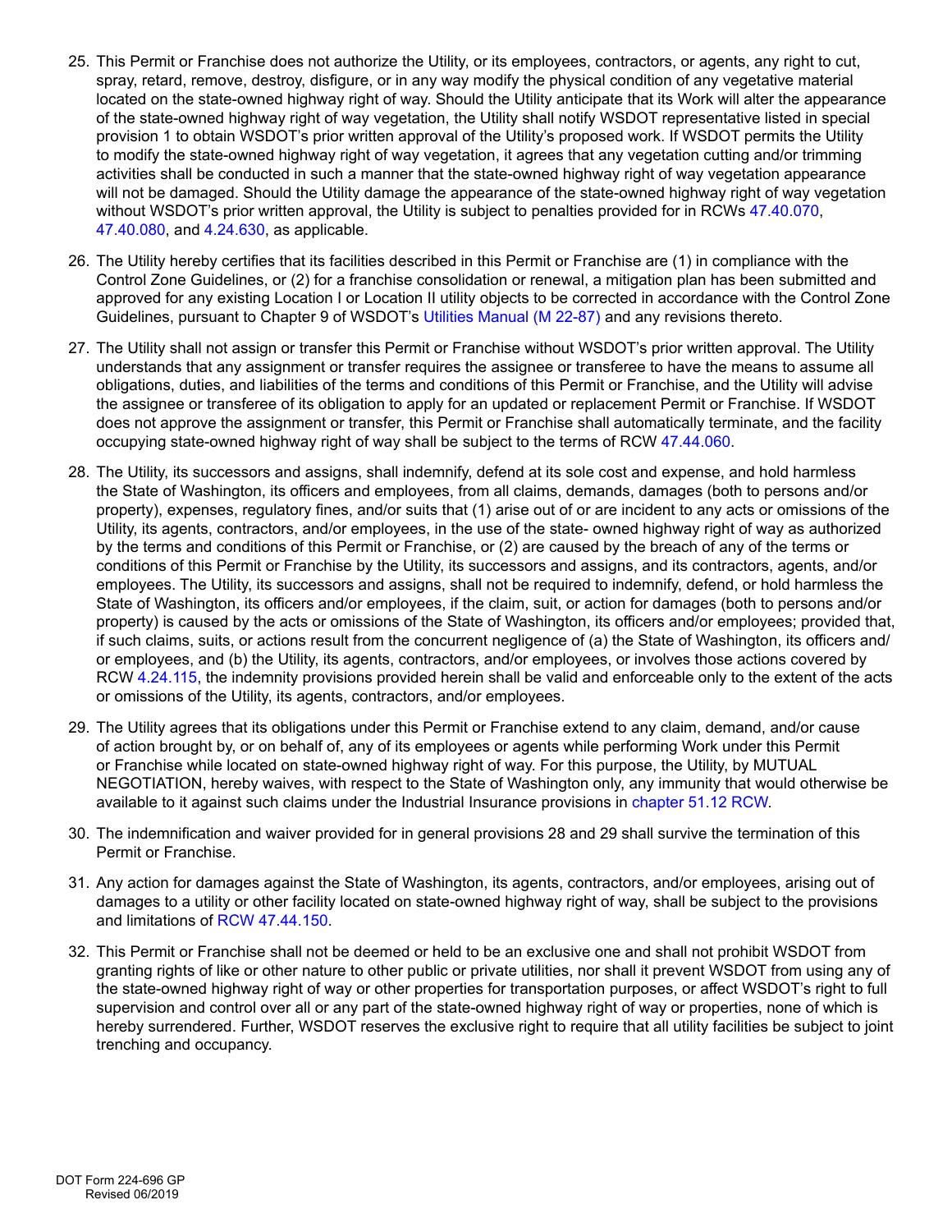25. This Permit or Franchise does not authorize the Utility, or its employees, contractors, or agents, any right to cut, spray, retard, remove, destroy, disfigure, or in any way modify the physical condition of any vegetative material located on the state-owned highway right of way. Should the Utility anticipate that its Work will alter the appearance of the state-owned highway right of way vegetation, the Utility shall notify WSDOT representative listed in special provision 1 to obtain WSDOT's prior written approval of the Utility's proposed work. If WSDOT permits the Utility to modify the state-owned highway right of way vegetation, it agrees that any vegetation cutting and/or trimming activities shall be conducted in such a manner that the state-owned highway right of way vegetation appearance will not be damaged. Should the Utility damage the appearance of the state-owned highway right of way vegetation without WSDOT's prior written approval, the Utility is subject to penalties provided for in RCWs 47.40.070, 47.40.080, and 4.24.630, as applicable.

26. The Utility hereby certifies that its facilities described in this Permit or Franchise are (1) in compliance with the Control Zone Guidelines, or (2) for a franchise consolidation or renewal, a mitigation plan has been submitted and approved for any existing Location I or Location II utility objects to be corrected in accordance with the Control Zone Guidelines, pursuant to Chapter 9 of WSDOT's Utilities Manual (M 22-87) and any revisions thereto.

27. The Utility shall not assign or transfer this Permit or Franchise without WSDOT's prior written approval. The Utility understands that any assignment or transfer requires the assignee or transferee to have the means to assume all obligations, duties, and liabilities of the terms and conditions of this Permit or Franchise, and the Utility will advise the assignee or transferee of its obligation to apply for an updated or replacement Permit or Franchise. If WSDOT does not approve the assignment or transfer, this Permit or Franchise shall automatically terminate, and the facility occupying state-owned highway right of way shall be subject to the terms of RCW 47.44.060.

28. The Utility, its successors and assigns, shall indemnify, defend at its sole cost and expense, and hold harmless the State of Washington, its officers and employees, from all claims, demands, damages (both to persons and/or property), expenses, regulatory fines, and/or suits that (1) arise out of or are incident to any acts or omissions of the Utility, its agents, contractors, and/or employees, in the use of the state- owned highway right of way as authorized by the terms and conditions of this Permit or Franchise, or (2) are caused by the breach of any of the terms or conditions of this Permit or Franchise by the Utility, its successors and assigns, and its contractors, agents, and/or employees. The Utility, its successors and assigns, shall not be required to indemnify, defend, or hold harmless the State of Washington, its officers and/or employees, if the claim, suit, or action for damages (both to persons and/or property) is caused by the acts or omissions of the State of Washington, its officers and/or employees; provided that, if such claims, suits, or actions result from the concurrent negligence of (a) the State of Washington, its officers and/ or employees, and (b) the Utility, its agents, contractors, and/or employees, or involves those actions covered by RCW 4.24.115, the indemnity provisions provided herein shall be valid and enforceable only to the extent of the acts or omissions of the Utility, its agents, contractors, and/or employees.

29. The Utility agrees that its obligations under this Permit or Franchise extend to any claim, demand, and/or cause of action brought by, or on behalf of, any of its employees or agents while performing Work under this Permit or Franchise while located on state-owned highway right of way. For this purpose, the Utility, by MUTUAL NEGOTIATION, hereby waives, with respect to the State of Washington only, any immunity that would otherwise be available to it against such claims under the Industrial Insurance provisions in chapter 51.12 RCW.

30. The indemnification and waiver provided for in general provisions 28 and 29 shall survive the termination of this Permit or Franchise.

31. Any action for damages against the State of Washington, its agents, contractors, and/or employees, arising out of damages to a utility or other facility located on state-owned highway right of way, shall be subject to the provisions and limitations of RCW 47.44.150.

32. This Permit or Franchise shall not be deemed or held to be an exclusive one and shall not prohibit WSDOT from granting rights of like or other nature to other public or private utilities, nor shall it prevent WSDOT from using any of the state-owned highway right of way or other properties for transportation purposes, or affect WSDOT's right to full supervision and control over all or any part of the state-owned highway right of way or properties, none of which is hereby surrendered. Further, WSDOT reserves the exclusive right to require that all utility facilities be subject to joint trenching and occupancy.

DOT Form 224-696 GP
Revised 06/2019